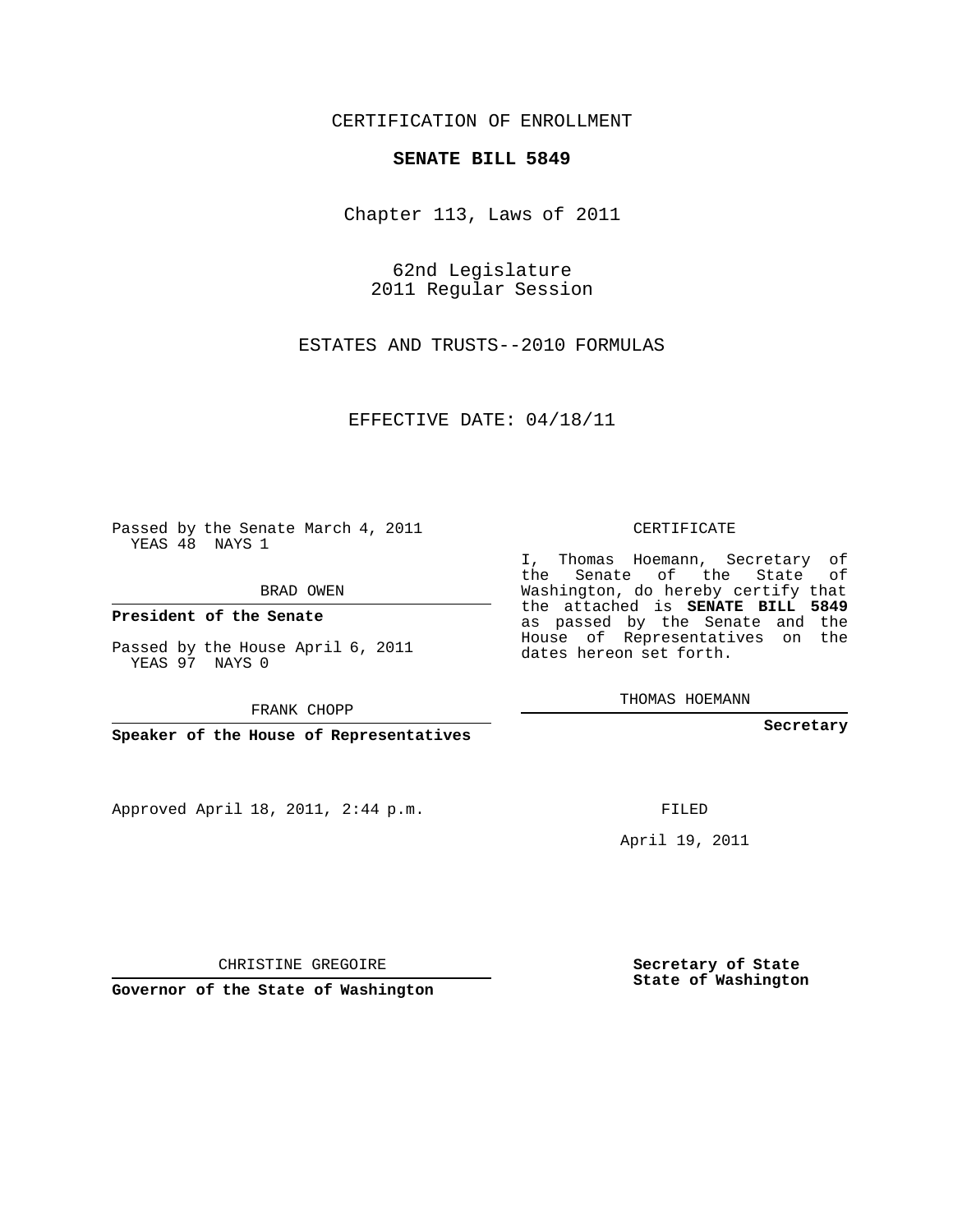CERTIFICATION OF ENROLLMENT

**SENATE BILL 5849**

Chapter 113, Laws of 2011

62nd Legislature
2011 Regular Session

ESTATES AND TRUSTS--2010 FORMULAS

EFFECTIVE DATE: 04/18/11

Passed by the Senate March 4, 2011
YEAS 48 NAYS 1

BRAD OWEN

**President of the Senate**

Passed by the House April 6, 2011
YEAS 97 NAYS 0

FRANK CHOPP

**Speaker of the House of Representatives**

Approved April 18, 2011, 2:44 p.m.

CHRISTINE GREGOIRE

**Governor of the State of Washington**

CERTIFICATE

I, Thomas Hoemann, Secretary of the Senate of the State of Washington, do hereby certify that the attached is **SENATE BILL 5849** as passed by the Senate and the House of Representatives on the dates hereon set forth.

THOMAS HOEMANN

**Secretary**

FILED

April 19, 2011

**Secretary of State**
**State of Washington**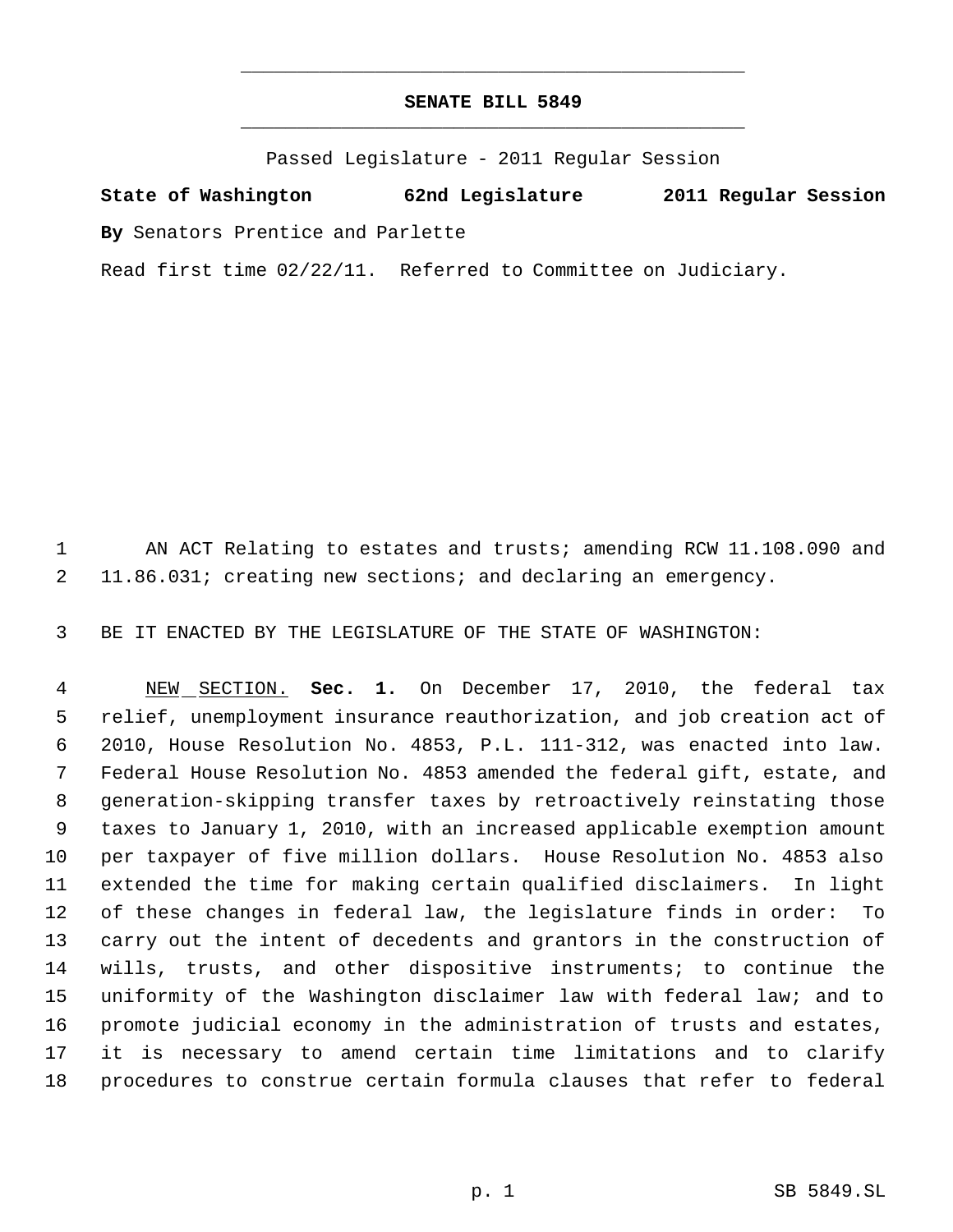# SENATE BILL 5849

Passed Legislature - 2011 Regular Session

**State of Washington 62nd Legislature 2011 Regular Session**

**By** Senators Prentice and Parlette

Read first time 02/22/11. Referred to Committee on Judiciary.

AN ACT Relating to estates and trusts; amending RCW 11.108.090 and 11.86.031; creating new sections; and declaring an emergency.

BE IT ENACTED BY THE LEGISLATURE OF THE STATE OF WASHINGTON:

NEW SECTION. **Sec. 1.** On December 17, 2010, the federal tax relief, unemployment insurance reauthorization, and job creation act of 2010, House Resolution No. 4853, P.L. 111-312, was enacted into law. Federal House Resolution No. 4853 amended the federal gift, estate, and generation-skipping transfer taxes by retroactively reinstating those taxes to January 1, 2010, with an increased applicable exemption amount per taxpayer of five million dollars. House Resolution No. 4853 also extended the time for making certain qualified disclaimers. In light of these changes in federal law, the legislature finds in order: To carry out the intent of decedents and grantors in the construction of wills, trusts, and other dispositive instruments; to continue the uniformity of the Washington disclaimer law with federal law; and to promote judicial economy in the administration of trusts and estates, it is necessary to amend certain time limitations and to clarify procedures to construe certain formula clauses that refer to federal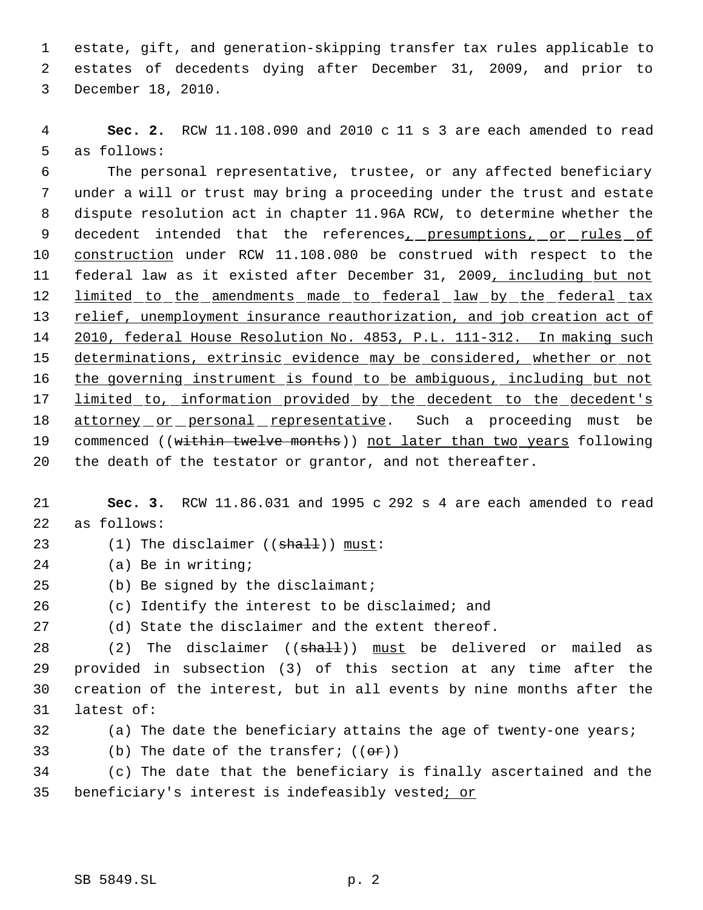estate, gift, and generation-skipping transfer tax rules applicable to estates of decedents dying after December 31, 2009, and prior to December 18, 2010.

**Sec. 2.** RCW 11.108.090 and 2010 c 11 s 3 are each amended to read as follows:

The personal representative, trustee, or any affected beneficiary under a will or trust may bring a proceeding under the trust and estate dispute resolution act in chapter 11.96A RCW, to determine whether the decedent intended that the references<u>, presumptions, or rules of construction</u> under RCW 11.108.080 be construed with respect to the federal law as it existed after December 31, 2009<u>, including but not limited to the amendments made to federal law by the federal tax relief, unemployment insurance reauthorization, and job creation act of 2010, federal House Resolution No. 4853, P.L. 111-312. In making such determinations, extrinsic evidence may be considered, whether or not the governing instrument is found to be ambiguous, including but not limited to, information provided by the decedent to the decedent's attorney or personal representative</u>. Such a proceeding must be commenced ((~~within twelve months~~)) <u>not later than two years</u> following the death of the testator or grantor, and not thereafter.

**Sec. 3.** RCW 11.86.031 and 1995 c 292 s 4 are each amended to read as follows:

(1) The disclaimer ((~~shall~~)) <u>must</u>:

(a) Be in writing;

(b) Be signed by the disclaimant;

(c) Identify the interest to be disclaimed; and

(d) State the disclaimer and the extent thereof.

(2) The disclaimer ((~~shall~~)) <u>must</u> be delivered or mailed as provided in subsection (3) of this section at any time after the creation of the interest, but in all events by nine months after the latest of:

(a) The date the beneficiary attains the age of twenty-one years;

(b) The date of the transfer; ((~~or~~))

(c) The date that the beneficiary is finally ascertained and the beneficiary's interest is indefeasibly vested<u>; or</u>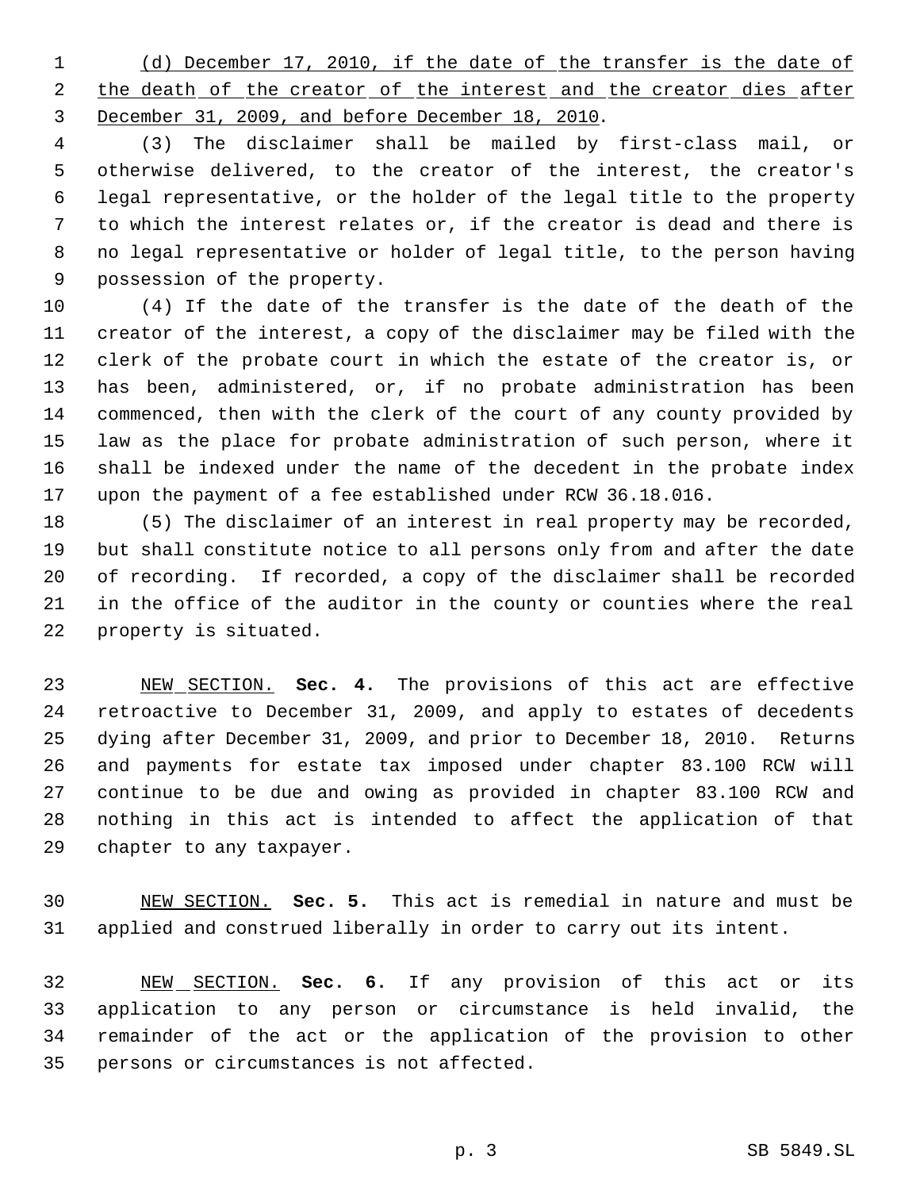(d) December 17, 2010, if the date of the transfer is the date of the death of the creator of the interest and the creator dies after December 31, 2009, and before December 18, 2010.

(3) The disclaimer shall be mailed by first-class mail, or otherwise delivered, to the creator of the interest, the creator's legal representative, or the holder of the legal title to the property to which the interest relates or, if the creator is dead and there is no legal representative or holder of legal title, to the person having possession of the property.

(4) If the date of the transfer is the date of the death of the creator of the interest, a copy of the disclaimer may be filed with the clerk of the probate court in which the estate of the creator is, or has been, administered, or, if no probate administration has been commenced, then with the clerk of the court of any county provided by law as the place for probate administration of such person, where it shall be indexed under the name of the decedent in the probate index upon the payment of a fee established under RCW 36.18.016.

(5) The disclaimer of an interest in real property may be recorded, but shall constitute notice to all persons only from and after the date of recording. If recorded, a copy of the disclaimer shall be recorded in the office of the auditor in the county or counties where the real property is situated.

NEW SECTION. **Sec. 4.** The provisions of this act are effective retroactive to December 31, 2009, and apply to estates of decedents dying after December 31, 2009, and prior to December 18, 2010. Returns and payments for estate tax imposed under chapter 83.100 RCW will continue to be due and owing as provided in chapter 83.100 RCW and nothing in this act is intended to affect the application of that chapter to any taxpayer.

NEW SECTION. **Sec. 5.** This act is remedial in nature and must be applied and construed liberally in order to carry out its intent.

NEW SECTION. **Sec. 6.** If any provision of this act or its application to any person or circumstance is held invalid, the remainder of the act or the application of the provision to other persons or circumstances is not affected.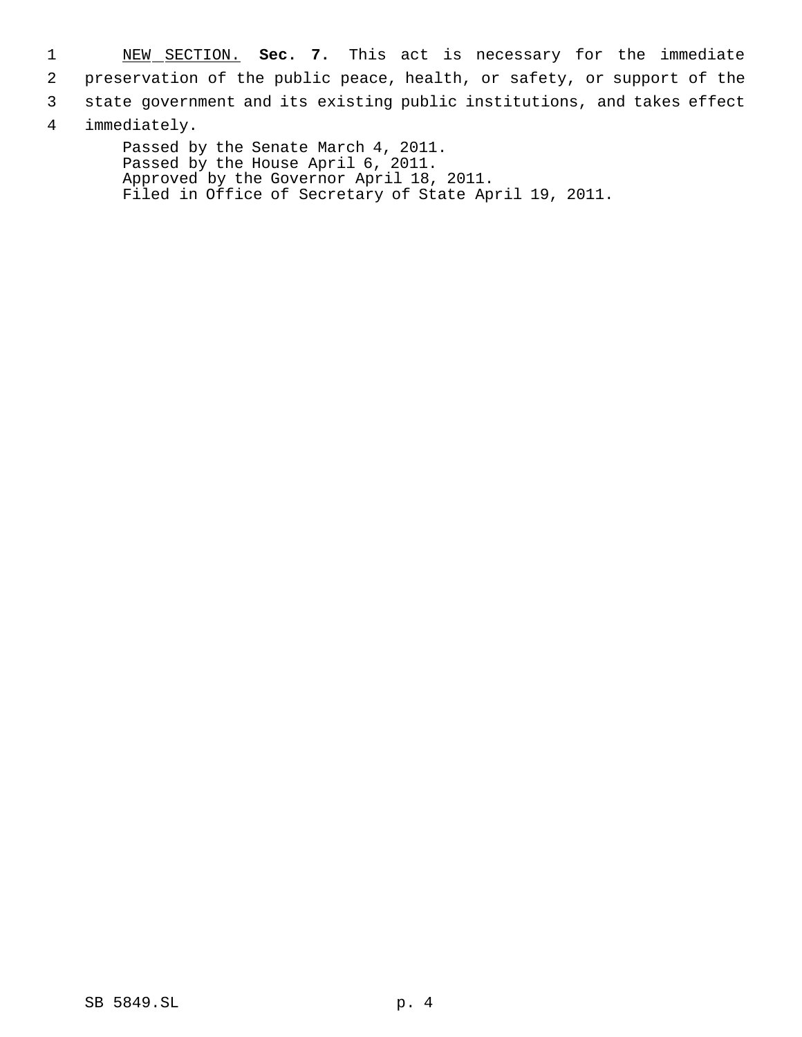NEW SECTION. **Sec. 7.** This act is necessary for the immediate preservation of the public peace, health, or safety, or support of the state government and its existing public institutions, and takes effect immediately.

Passed by the Senate March 4, 2011.
Passed by the House April 6, 2011.
Approved by the Governor April 18, 2011.
Filed in Office of Secretary of State April 19, 2011.